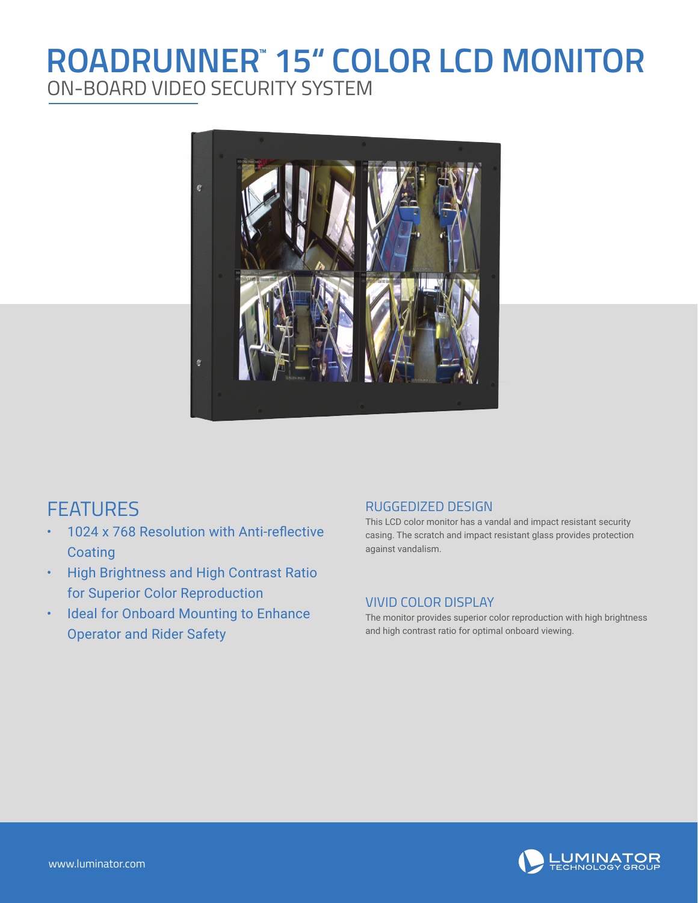# ROADRUNNER™ 15" COLOR LCD MONITOR

## ON-BOARD VIDEO SECURITY SYSTEM

## FEATURES

- 1024 x 768 Resolution with Anti-reflective Coating
- High Brightness and High Contrast Ratio for Superior Color Reproduction
- Ideal for Onboard Mounting to Enhance Operator and Rider Safety

### RUGGEDIZED DESIGN

This LCD color monitor has a vandal and impact resistant security casing. The scratch and impact resistant glass provides protection against vandalism.

### VIVID COLOR DISPLAY

The monitor provides superior color reproduction with high brightness and high contrast ratio for optimal onboard viewing.

www.luminator.com

LUMINATOR TECHNOLOGY GROUP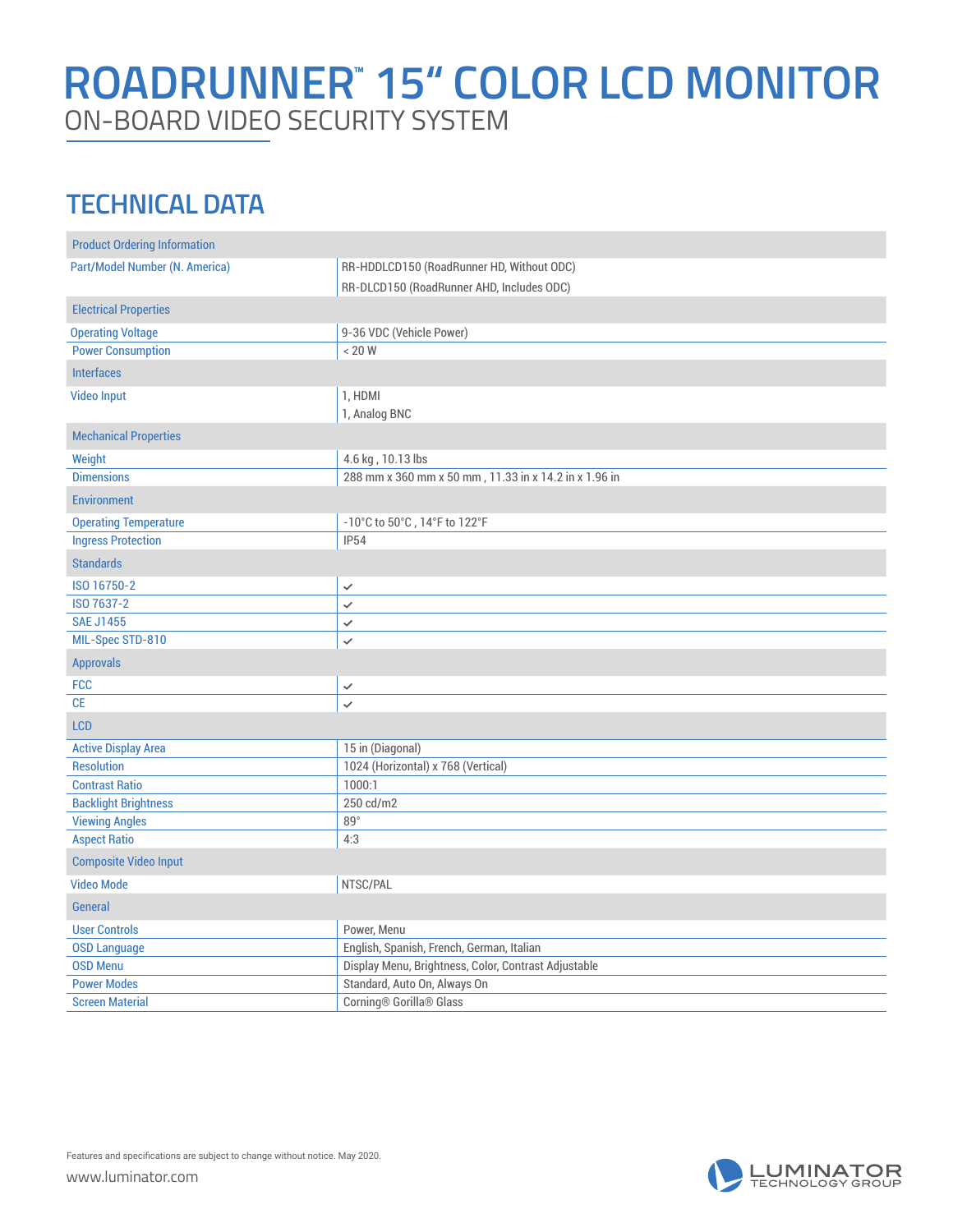# ROADRUNNER™ 15" COLOR LCD MONITOR

ON-BOARD VIDEO SECURITY SYSTEM

## TECHNICAL DATA

| | |
|---|---|
| **Product Ordering Information** | |
| Part/Model Number (N. America) | RR-HDDLCD150 (RoadRunner HD, Without ODC)<br>RR-DLCD150 (RoadRunner AHD, Includes ODC) |
| **Electrical Properties** | |
| Operating Voltage | 9-36 VDC (Vehicle Power) |
| Power Consumption | < 20 W |
| **Interfaces** | |
| Video Input | 1, HDMI<br>1, Analog BNC |
| **Mechanical Properties** | |
| Weight | 4.6 kg , 10.13 lbs |
| Dimensions | 288 mm x 360 mm x 50 mm , 11.33 in x 14.2 in x 1.96 in |
| **Environment** | |
| Operating Temperature | -10°C to 50°C , 14°F to 122°F |
| Ingress Protection | IP54 |
| **Standards** | |
| ISO 16750-2 | ✓ |
| ISO 7637-2 | ✓ |
| SAE J1455 | ✓ |
| MIL-Spec STD-810 | ✓ |
| **Approvals** | |
| FCC | ✓ |
| CE | ✓ |
| **LCD** | |
| Active Display Area | 15 in (Diagonal) |
| Resolution | 1024 (Horizontal) x 768 (Vertical) |
| Contrast Ratio | 1000:1 |
| Backlight Brightness | 250 cd/m2 |
| Viewing Angles | 89° |
| Aspect Ratio | 4:3 |
| **Composite Video Input** | |
| Video Mode | NTSC/PAL |
| **General** | |
| User Controls | Power, Menu |
| OSD Language | English, Spanish, French, German, Italian |
| OSD Menu | Display Menu, Brightness, Color, Contrast Adjustable |
| Power Modes | Standard, Auto On, Always On |
| Screen Material | Corning® Gorilla® Glass |

Features and specifications are subject to change without notice. May 2020.

www.luminator.com

LUMINATOR TECHNOLOGY GROUP